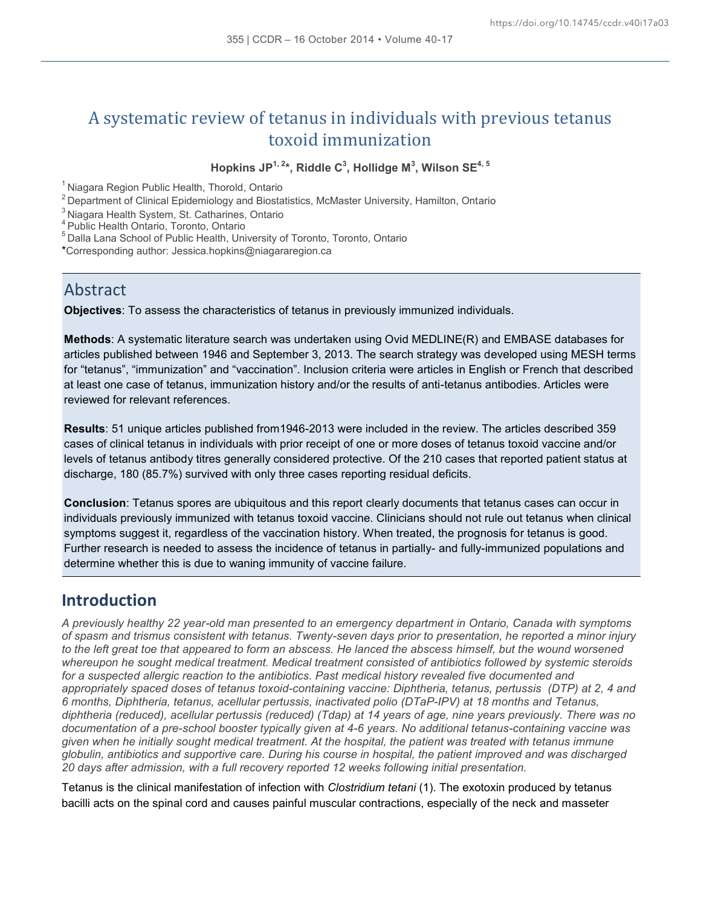# A systematic review of tetanus in individuals with previous tetanus toxoid immunization

**Hopkins JP[1,2]\*, Riddle C[3], Hollidge M[3], Wilson SE[4,5]**

[1] Niagara Region Public Health, Thorold, Ontario
[2] Department of Clinical Epidemiology and Biostatistics, McMaster University, Hamilton, Ontario
[3] Niagara Health System, St. Catharines, Ontario
[4] Public Health Ontario, Toronto, Ontario
[5] Dalla Lana School of Public Health, University of Toronto, Toronto, Ontario
**\***Corresponding author: Jessica.hopkins@niagararegion.ca

## Abstract

**Objectives**: To assess the characteristics of tetanus in previously immunized individuals.

**Methods**: A systematic literature search was undertaken using Ovid MEDLINE(R) and EMBASE databases for articles published between 1946 and September 3, 2013. The search strategy was developed using MESH terms for "tetanus", "immunization" and "vaccination". Inclusion criteria were articles in English or French that described at least one case of tetanus, immunization history and/or the results of anti-tetanus antibodies. Articles were reviewed for relevant references.

**Results**: 51 unique articles published from1946-2013 were included in the review. The articles described 359 cases of clinical tetanus in individuals with prior receipt of one or more doses of tetanus toxoid vaccine and/or levels of tetanus antibody titres generally considered protective. Of the 210 cases that reported patient status at discharge, 180 (85.7%) survived with only three cases reporting residual deficits.

**Conclusion**: Tetanus spores are ubiquitous and this report clearly documents that tetanus cases can occur in individuals previously immunized with tetanus toxoid vaccine. Clinicians should not rule out tetanus when clinical symptoms suggest it, regardless of the vaccination history. When treated, the prognosis for tetanus is good. Further research is needed to assess the incidence of tetanus in partially- and fully-immunized populations and determine whether this is due to waning immunity of vaccine failure.

## Introduction

*A previously healthy 22 year-old man presented to an emergency department in Ontario, Canada with symptoms of spasm and trismus consistent with tetanus. Twenty-seven days prior to presentation, he reported a minor injury to the left great toe that appeared to form an abscess. He lanced the abscess himself, but the wound worsened whereupon he sought medical treatment. Medical treatment consisted of antibiotics followed by systemic steroids for a suspected allergic reaction to the antibiotics. Past medical history revealed five documented and appropriately spaced doses of tetanus toxoid-containing vaccine: Diphtheria, tetanus, pertussis (DTP) at 2, 4 and 6 months, Diphtheria, tetanus, acellular pertussis, inactivated polio (DTaP-IPV) at 18 months and Tetanus, diphtheria (reduced), acellular pertussis (reduced) (Tdap) at 14 years of age, nine years previously. There was no documentation of a pre-school booster typically given at 4-6 years. No additional tetanus-containing vaccine was given when he initially sought medical treatment. At the hospital, the patient was treated with tetanus immune globulin, antibiotics and supportive care. During his course in hospital, the patient improved and was discharged 20 days after admission, with a full recovery reported 12 weeks following initial presentation.*

Tetanus is the clinical manifestation of infection with *Clostridium tetani* (1). The exotoxin produced by tetanus bacilli acts on the spinal cord and causes painful muscular contractions, especially of the neck and masseter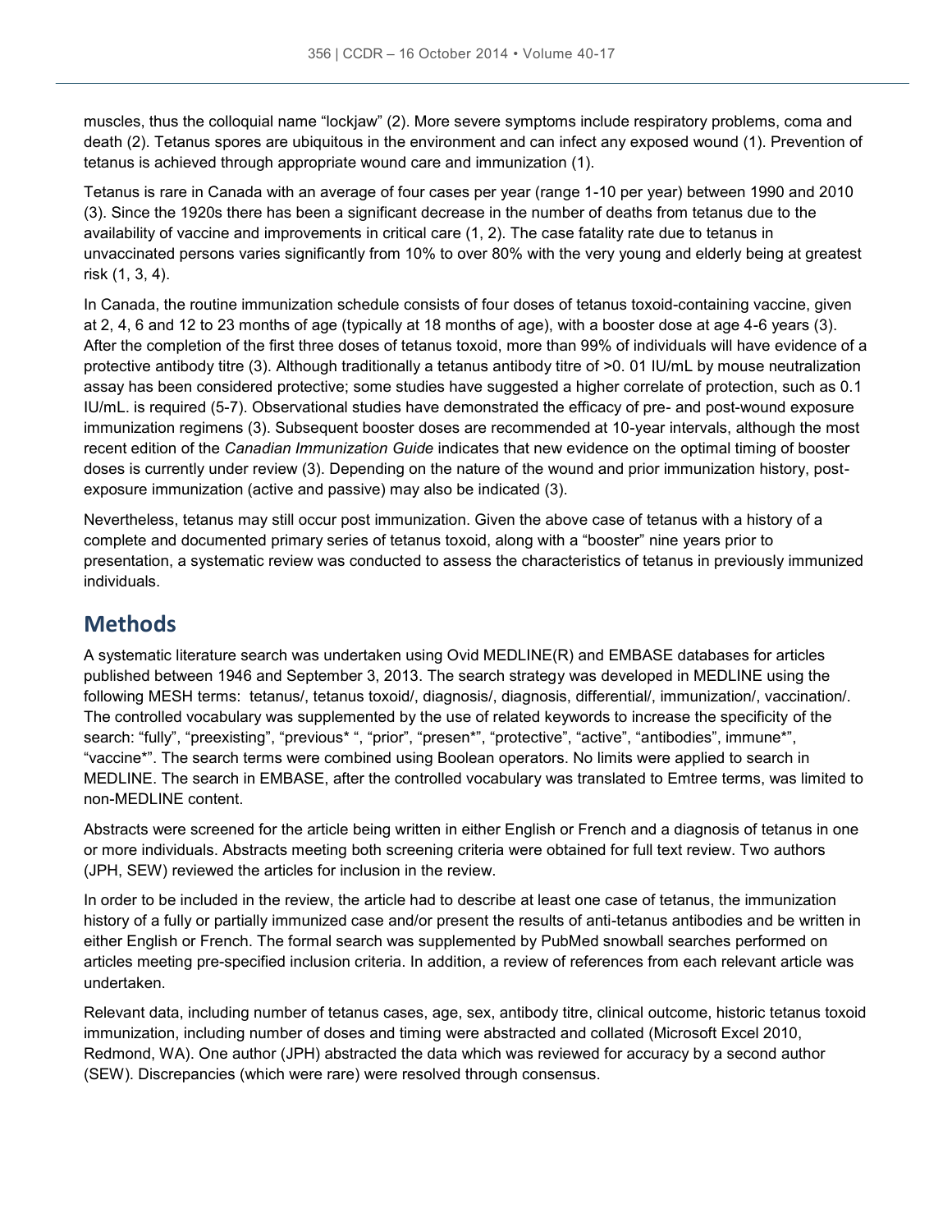muscles, thus the colloquial name "lockjaw" (2). More severe symptoms include respiratory problems, coma and death (2). Tetanus spores are ubiquitous in the environment and can infect any exposed wound (1). Prevention of tetanus is achieved through appropriate wound care and immunization (1).

Tetanus is rare in Canada with an average of four cases per year (range 1-10 per year) between 1990 and 2010 (3). Since the 1920s there has been a significant decrease in the number of deaths from tetanus due to the availability of vaccine and improvements in critical care (1, 2). The case fatality rate due to tetanus in unvaccinated persons varies significantly from 10% to over 80% with the very young and elderly being at greatest risk (1, 3, 4).

In Canada, the routine immunization schedule consists of four doses of tetanus toxoid-containing vaccine, given at 2, 4, 6 and 12 to 23 months of age (typically at 18 months of age), with a booster dose at age 4-6 years (3). After the completion of the first three doses of tetanus toxoid, more than 99% of individuals will have evidence of a protective antibody titre (3). Although traditionally a tetanus antibody titre of >0. 01 IU/mL by mouse neutralization assay has been considered protective; some studies have suggested a higher correlate of protection, such as 0.1 IU/mL. is required (5-7). Observational studies have demonstrated the efficacy of pre- and post-wound exposure immunization regimens (3). Subsequent booster doses are recommended at 10-year intervals, although the most recent edition of the *Canadian Immunization Guide* indicates that new evidence on the optimal timing of booster doses is currently under review (3). Depending on the nature of the wound and prior immunization history, post-exposure immunization (active and passive) may also be indicated (3).

Nevertheless, tetanus may still occur post immunization. Given the above case of tetanus with a history of a complete and documented primary series of tetanus toxoid, along with a "booster" nine years prior to presentation, a systematic review was conducted to assess the characteristics of tetanus in previously immunized individuals.

## Methods

A systematic literature search was undertaken using Ovid MEDLINE(R) and EMBASE databases for articles published between 1946 and September 3, 2013. The search strategy was developed in MEDLINE using the following MESH terms: tetanus/, tetanus toxoid/, diagnosis/, diagnosis, differential/, immunization/, vaccination/. The controlled vocabulary was supplemented by the use of related keywords to increase the specificity of the search: "fully", "preexisting", "previous* ", "prior", "presen*", "protective", "active", "antibodies", immune*", "vaccine*". The search terms were combined using Boolean operators. No limits were applied to search in MEDLINE. The search in EMBASE, after the controlled vocabulary was translated to Emtree terms, was limited to non-MEDLINE content.

Abstracts were screened for the article being written in either English or French and a diagnosis of tetanus in one or more individuals. Abstracts meeting both screening criteria were obtained for full text review. Two authors (JPH, SEW) reviewed the articles for inclusion in the review.

In order to be included in the review, the article had to describe at least one case of tetanus, the immunization history of a fully or partially immunized case and/or present the results of anti-tetanus antibodies and be written in either English or French. The formal search was supplemented by PubMed snowball searches performed on articles meeting pre-specified inclusion criteria. In addition, a review of references from each relevant article was undertaken.

Relevant data, including number of tetanus cases, age, sex, antibody titre, clinical outcome, historic tetanus toxoid immunization, including number of doses and timing were abstracted and collated (Microsoft Excel 2010, Redmond, WA). One author (JPH) abstracted the data which was reviewed for accuracy by a second author (SEW). Discrepancies (which were rare) were resolved through consensus.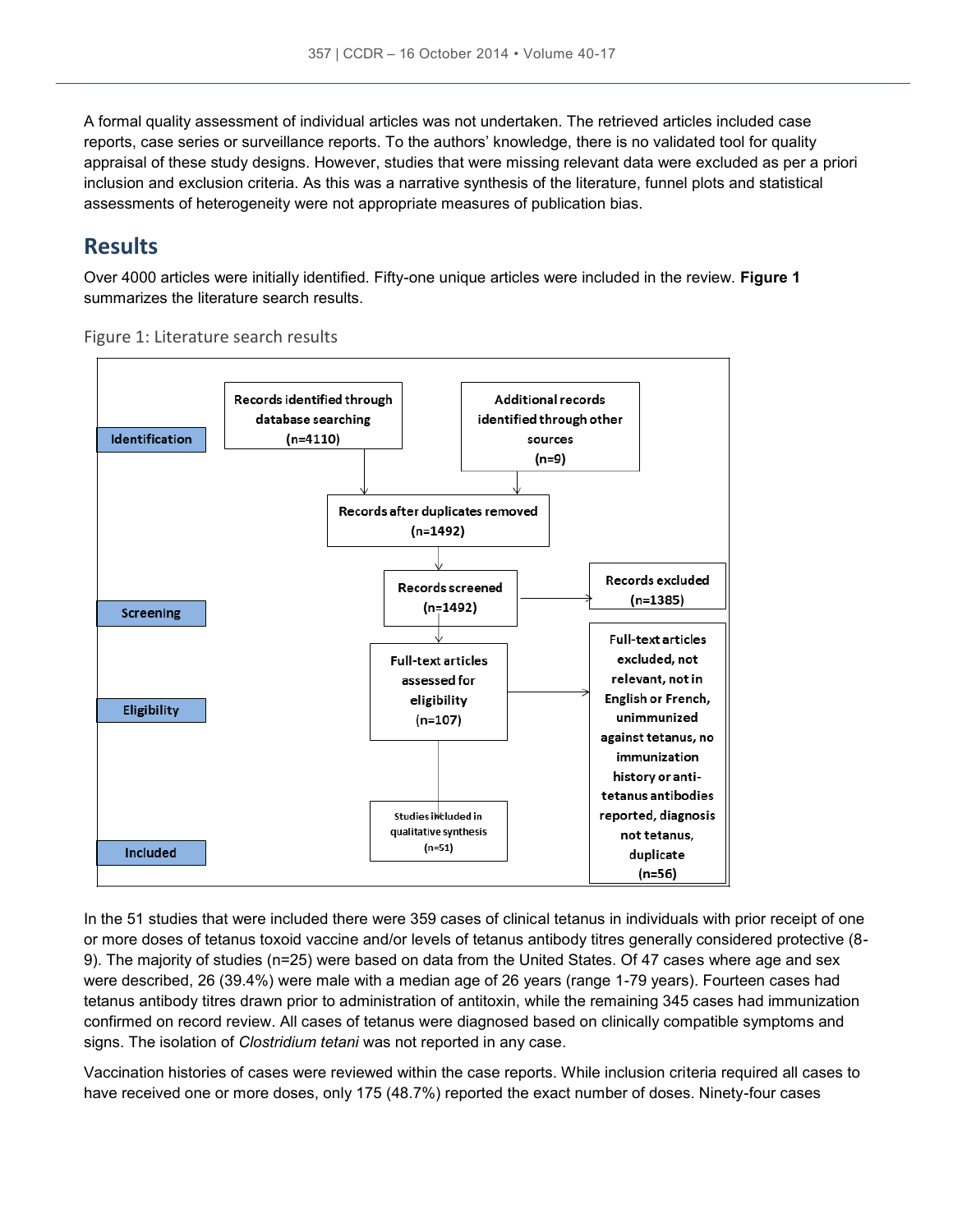A formal quality assessment of individual articles was not undertaken. The retrieved articles included case reports, case series or surveillance reports. To the authors' knowledge, there is no validated tool for quality appraisal of these study designs. However, studies that were missing relevant data were excluded as per a priori inclusion and exclusion criteria. As this was a narrative synthesis of the literature, funnel plots and statistical assessments of heterogeneity were not appropriate measures of publication bias.

## Results

Over 4000 articles were initially identified. Fifty-one unique articles were included in the review. **Figure 1** summarizes the literature search results.

Figure 1: Literature search results

**Identification**

- **Records identified through database searching (n=4110)**
- **Additional records identified through other sources (n=9)**
- **Records after duplicates removed (n=1492)**

**Screening**

- **Records screened (n=1492)**
- **Records excluded (n=1385)**

**Eligibility**

- **Full-text articles assessed for eligibility (n=107)**
- **Full-text articles excluded, not relevant, not in English or French, unimmunized against tetanus, no immunization history or anti-tetanus antibodies reported, diagnosis not tetanus, duplicate (n=56)**

**Included**

- Studies included in qualitative synthesis (n=51)

In the 51 studies that were included there were 359 cases of clinical tetanus in individuals with prior receipt of one or more doses of tetanus toxoid vaccine and/or levels of tetanus antibody titres generally considered protective (8-9). The majority of studies (n=25) were based on data from the United States. Of 47 cases where age and sex were described, 26 (39.4%) were male with a median age of 26 years (range 1-79 years). Fourteen cases had tetanus antibody titres drawn prior to administration of antitoxin, while the remaining 345 cases had immunization confirmed on record review. All cases of tetanus were diagnosed based on clinically compatible symptoms and signs. The isolation of *Clostridium tetani* was not reported in any case.

Vaccination histories of cases were reviewed within the case reports. While inclusion criteria required all cases to have received one or more doses, only 175 (48.7%) reported the exact number of doses. Ninety-four cases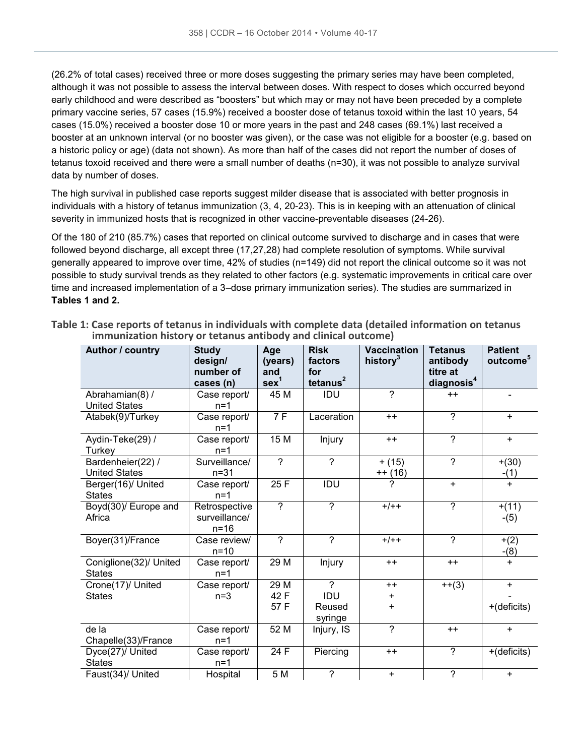(26.2% of total cases) received three or more doses suggesting the primary series may have been completed, although it was not possible to assess the interval between doses. With respect to doses which occurred beyond early childhood and were described as "boosters" but which may or may not have been preceded by a complete primary vaccine series, 57 cases (15.9%) received a booster dose of tetanus toxoid within the last 10 years, 54 cases (15.0%) received a booster dose 10 or more years in the past and 248 cases (69.1%) last received a booster at an unknown interval (or no booster was given), or the case was not eligible for a booster (e.g. based on a historic policy or age) (data not shown). As more than half of the cases did not report the number of doses of tetanus toxoid received and there were a small number of deaths (n=30), it was not possible to analyze survival data by number of doses.

The high survival in published case reports suggest milder disease that is associated with better prognosis in individuals with a history of tetanus immunization (3, 4, 20-23). This is in keeping with an attenuation of clinical severity in immunized hosts that is recognized in other vaccine-preventable diseases (24-26).

Of the 180 of 210 (85.7%) cases that reported on clinical outcome survived to discharge and in cases that were followed beyond discharge, all except three (17,27,28) had complete resolution of symptoms. While survival generally appeared to improve over time, 42% of studies (n=149) did not report the clinical outcome so it was not possible to study survival trends as they related to other factors (e.g. systematic improvements in critical care over time and increased implementation of a 3–dose primary immunization series). The studies are summarized in **Tables 1 and 2.**

**Table 1: Case reports of tetanus in individuals with complete data (detailed information on tetanus immunization history or tetanus antibody and clinical outcome)**

| Author / country | Study design/ number of cases (n) | Age (years) and sex[1] | Risk factors for tetanus[2] | Vaccination history[3] | Tetanus antibody titre at diagnosis[4] | Patient outcome[5] |
|---|---|---|---|---|---|---|
| Abrahamian(8) / United States | Case report/ n=1 | 45 M | IDU | ? | ++ | - |
| Atabek(9)/Turkey | Case report/ n=1 | 7 F | Laceration | ++ | ? | + |
| Aydin-Teke(29) / Turkey | Case report/ n=1 | 15 M | Injury | ++ | ? | + |
| Bardenheier(22) / United States | Surveillance/ n=31 | ? | ? | + (15)<br>++ (16) | ? | +(30)<br>-(1) |
| Berger(16)/ United States | Case report/ n=1 | 25 F | IDU | ? | + | + |
| Boyd(30)/ Europe and Africa | Retrospective surveillance/ n=16 | ? | ? | +/++ | ? | +(11)<br>-(5) |
| Boyer(31)/France | Case review/ n=10 | ? | ? | +/++ | ? | +(2)<br>-(8) |
| Coniglione(32)/ United States | Case report/ n=1 | 29 M | Injury | ++ | ++ | + |
| Crone(17)/ United States | Case report/ n=3 | 29 M<br>42 F<br>57 F | ?<br>IDU<br>Reused syringe | ++<br>+<br>+ | ++(3) | +<br>-<br>+(deficits) |
| de la Chapelle(33)/France | Case report/ n=1 | 52 M | Injury, IS | ? | ++ | + |
| Dyce(27)/ United States | Case report/ n=1 | 24 F | Piercing | ++ | ? | +(deficits) |
| Faust(34)/ United | Hospital | 5 M | ? | + | ? | + |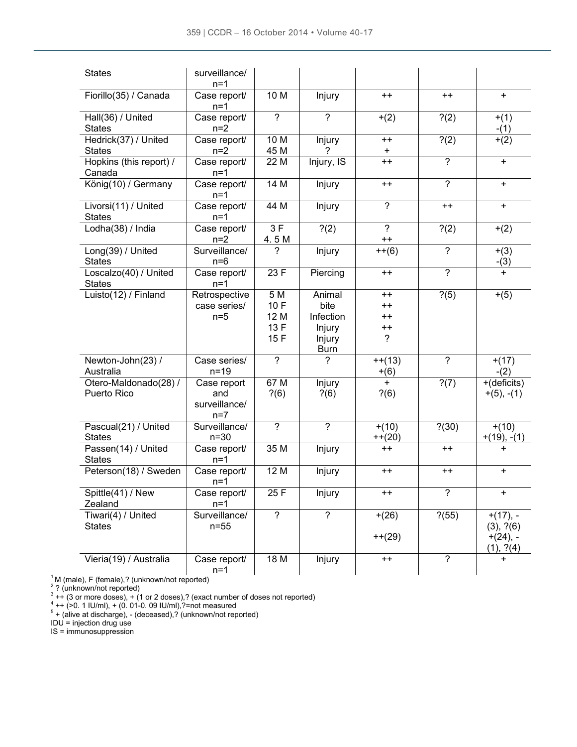| States | surveillance/ n=1 | | | | | |
|---|---|---|---|---|---|---|
| Fiorillo(35) / Canada | Case report/ n=1 | 10 M | Injury | ++ | ++ | + |
| Hall(36) / United States | Case report/ n=2 | ? | ? | +(2) | ?(2) | +(1) -(1) |
| Hedrick(37) / United States | Case report/ n=2 | 10 M 45 M | Injury ? | ++ + | ?(2) | +(2) |
| Hopkins (this report) / Canada | Case report/ n=1 | 22 M | Injury, IS | ++ | ? | + |
| König(10) / Germany | Case report/ n=1 | 14 M | Injury | ++ | ? | + |
| Livorsi(11) / United States | Case report/ n=1 | 44 M | Injury | ? | ++ | + |
| Lodha(38) / India | Case report/ n=2 | 3 F 4. 5 M | ?(2) | ? ++ | ?(2) | +(2) |
| Long(39) / United States | Surveillance/ n=6 | ? | Injury | ++(6) | ? | +(3) -(3) |
| Loscalzo(40) / United States | Case report/ n=1 | 23 F | Piercing | ++ | ? | + |
| Luisto(12) / Finland | Retrospective case series/ n=5 | 5 M 10 F 12 M 13 F 15 F | Animal bite Infection Injury Injury Burn | ++ ++ ++ ++ ? | ?(5) | +(5) |
| Newton-John(23) / Australia | Case series/ n=19 | ? | ? | ++(13) +(6) | ? | +(17) -(2) |
| Otero-Maldonado(28) / Puerto Rico | Case report and surveillance/ n=7 | 67 M ?(6) | Injury ?(6) | + ?(6) | ?(7) | +(deficits) +(5), -(1) |
| Pascual(21) / United States | Surveillance/ n=30 | ? | ? | +(10) ++(20) | ?(30) | +(10) +(19), -(1) |
| Passen(14) / United States | Case report/ n=1 | 35 M | Injury | ++ | ++ | + |
| Peterson(18) / Sweden | Case report/ n=1 | 12 M | Injury | ++ | ++ | + |
| Spittle(41) / New Zealand | Case report/ n=1 | 25 F | Injury | ++ | ? | + |
| Tiwari(4) / United States | Surveillance/ n=55 | ? | ? | +(26) ++(29) | ?(55) | +(17), -(3), ?(6) +(24), -(1), ?(4) |
| Vieria(19) / Australia | Case report/ n=1 | 18 M | Injury | ++ | ? | + |

[1] M (male), F (female),? (unknown/not reported)
[2] ? (unknown/not reported)
[3] ++ (3 or more doses), + (1 or 2 doses),? (exact number of doses not reported)
[4] ++ (>0. 1 IU/ml), + (0. 01-0. 09 IU/ml),?=not measured
[5] + (alive at discharge), - (deceased),? (unknown/not reported)
IDU = injection drug use
IS = immunosuppression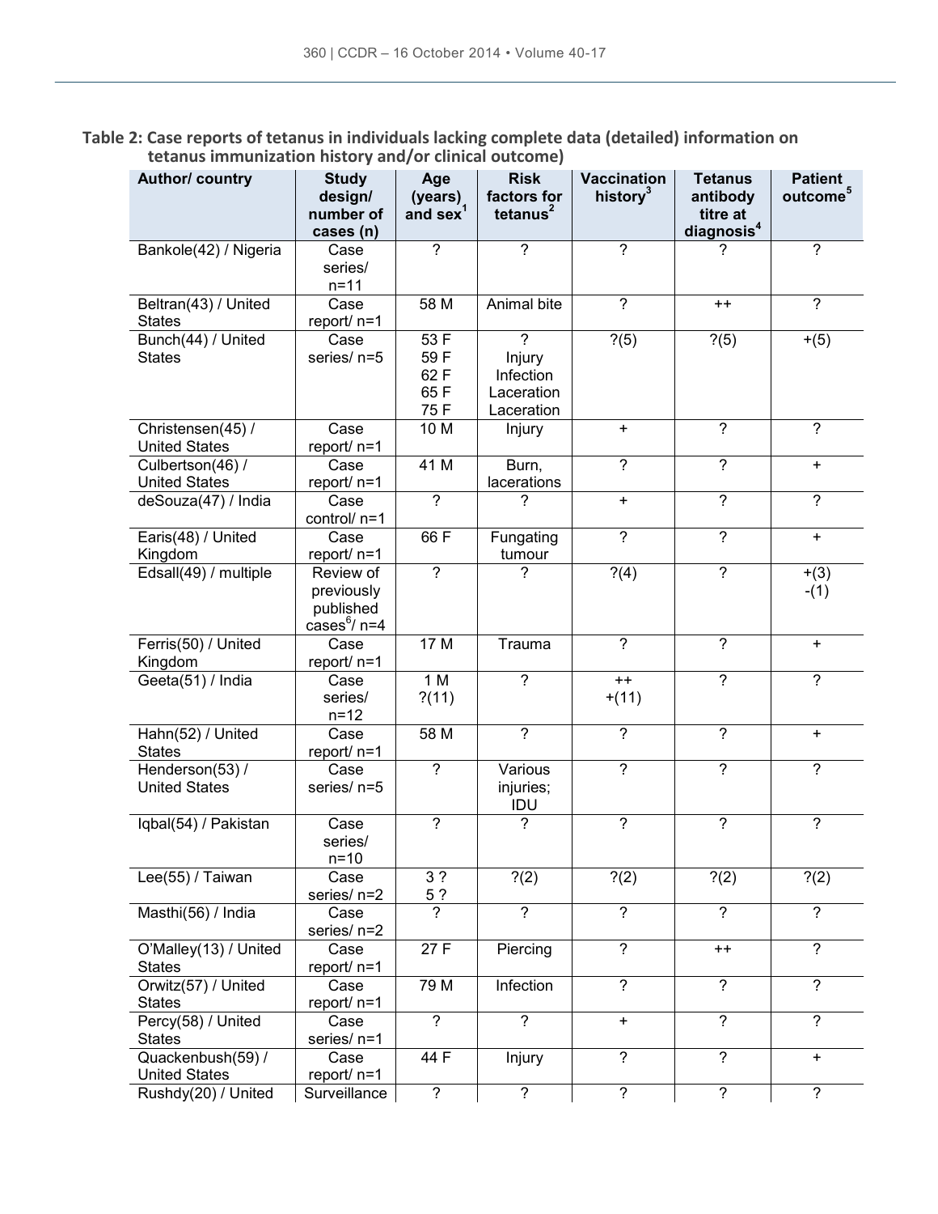**Table 2: Case reports of tetanus in individuals lacking complete data (detailed) information on tetanus immunization history and/or clinical outcome)**

| Author/ country | Study design/ number of cases (n) | Age (years) and sex[1] | Risk factors for tetanus[2] | Vaccination history[3] | Tetanus antibody titre at diagnosis[4] | Patient outcome[5] |
|---|---|---|---|---|---|---|
| Bankole(42) / Nigeria | Case series/ n=11 | ? | ? | ? | ? | ? |
| Beltran(43) / United States | Case report/ n=1 | 58 M | Animal bite | ? | ++ | ? |
| Bunch(44) / United States | Case series/ n=5 | 53 F<br>59 F<br>62 F<br>65 F<br>75 F | ?<br>Injury<br>Infection<br>Laceration<br>Laceration | ?(5) | ?(5) | +(5) |
| Christensen(45) / United States | Case report/ n=1 | 10 M | Injury | + | ? | ? |
| Culbertson(46) / United States | Case report/ n=1 | 41 M | Burn, lacerations | ? | ? | + |
| deSouza(47) / India | Case control/ n=1 | ? | ? | + | ? | ? |
| Earis(48) / United Kingdom | Case report/ n=1 | 66 F | Fungating tumour | ? | ? | + |
| Edsall(49) / multiple | Review of previously published cases[6]/ n=4 | ? | ? | ?(4) | ? | +(3)<br>-(1) |
| Ferris(50) / United Kingdom | Case report/ n=1 | 17 M | Trauma | ? | ? | + |
| Geeta(51) / India | Case series/ n=12 | 1 M<br>?(11) | ? | ++<br>+(11) | ? | ? |
| Hahn(52) / United States | Case report/ n=1 | 58 M | ? | ? | ? | + |
| Henderson(53) / United States | Case series/ n=5 | ? | Various injuries; IDU | ? | ? | ? |
| Iqbal(54) / Pakistan | Case series/ n=10 | ? | ? | ? | ? | ? |
| Lee(55) / Taiwan | Case series/ n=2 | 3 ?<br>5 ? | ?(2) | ?(2) | ?(2) | ?(2) |
| Masthi(56) / India | Case series/ n=2 | ? | ? | ? | ? | ? |
| O'Malley(13) / United States | Case report/ n=1 | 27 F | Piercing | ? | ++ | ? |
| Orwitz(57) / United States | Case report/ n=1 | 79 M | Infection | ? | ? | ? |
| Percy(58) / United States | Case series/ n=1 | ? | ? | + | ? | ? |
| Quackenbush(59) / United States | Case report/ n=1 | 44 F | Injury | ? | ? | + |
| Rushdy(20) / United | Surveillance | ? | ? | ? | ? | ? |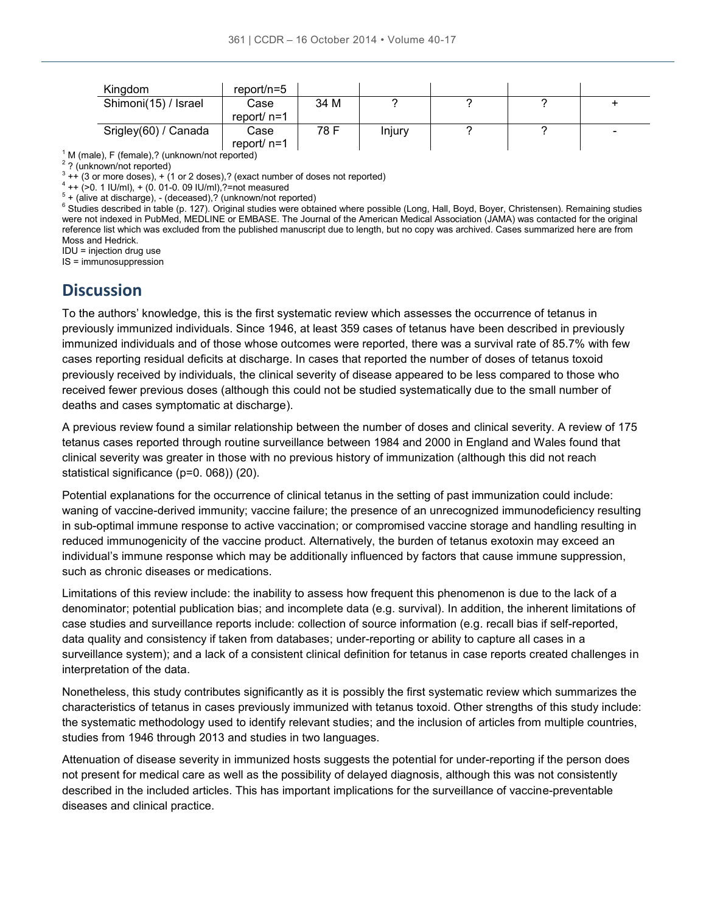| Kingdom | report/n=5 | | | | | |
|---|---|---|---|---|---|---|
| Shimoni(15) / Israel | Case report/ n=1 | 34 M | ? | ? | ? | + |
| Srigley(60) / Canada | Case report/ n=1 | 78 F | Injury | ? | ? | - |

[1] M (male), F (female),? (unknown/not reported)
[2] ? (unknown/not reported)
[3] ++ (3 or more doses), + (1 or 2 doses),? (exact number of doses not reported)
[4] ++ (>0. 1 IU/ml), + (0. 01-0. 09 IU/ml),?=not measured
[5] + (alive at discharge), - (deceased),? (unknown/not reported)
[6] Studies described in table (p. 127). Original studies were obtained where possible (Long, Hall, Boyd, Boyer, Christensen). Remaining studies were not indexed in PubMed, MEDLINE or EMBASE. The Journal of the American Medical Association (JAMA) was contacted for the original reference list which was excluded from the published manuscript due to length, but no copy was archived. Cases summarized here are from Moss and Hedrick.
IDU = injection drug use
IS = immunosuppression

## Discussion

To the authors' knowledge, this is the first systematic review which assesses the occurrence of tetanus in previously immunized individuals. Since 1946, at least 359 cases of tetanus have been described in previously immunized individuals and of those whose outcomes were reported, there was a survival rate of 85.7% with few cases reporting residual deficits at discharge. In cases that reported the number of doses of tetanus toxoid previously received by individuals, the clinical severity of disease appeared to be less compared to those who received fewer previous doses (although this could not be studied systematically due to the small number of deaths and cases symptomatic at discharge).

A previous review found a similar relationship between the number of doses and clinical severity. A review of 175 tetanus cases reported through routine surveillance between 1984 and 2000 in England and Wales found that clinical severity was greater in those with no previous history of immunization (although this did not reach statistical significance (p=0. 068)) (20).

Potential explanations for the occurrence of clinical tetanus in the setting of past immunization could include: waning of vaccine-derived immunity; vaccine failure; the presence of an unrecognized immunodeficiency resulting in sub-optimal immune response to active vaccination; or compromised vaccine storage and handling resulting in reduced immunogenicity of the vaccine product. Alternatively, the burden of tetanus exotoxin may exceed an individual's immune response which may be additionally influenced by factors that cause immune suppression, such as chronic diseases or medications.

Limitations of this review include: the inability to assess how frequent this phenomenon is due to the lack of a denominator; potential publication bias; and incomplete data (e.g. survival). In addition, the inherent limitations of case studies and surveillance reports include: collection of source information (e.g. recall bias if self-reported, data quality and consistency if taken from databases; under-reporting or ability to capture all cases in a surveillance system); and a lack of a consistent clinical definition for tetanus in case reports created challenges in interpretation of the data.

Nonetheless, this study contributes significantly as it is possibly the first systematic review which summarizes the characteristics of tetanus in cases previously immunized with tetanus toxoid. Other strengths of this study include: the systematic methodology used to identify relevant studies; and the inclusion of articles from multiple countries, studies from 1946 through 2013 and studies in two languages.

Attenuation of disease severity in immunized hosts suggests the potential for under-reporting if the person does not present for medical care as well as the possibility of delayed diagnosis, although this was not consistently described in the included articles. This has important implications for the surveillance of vaccine-preventable diseases and clinical practice.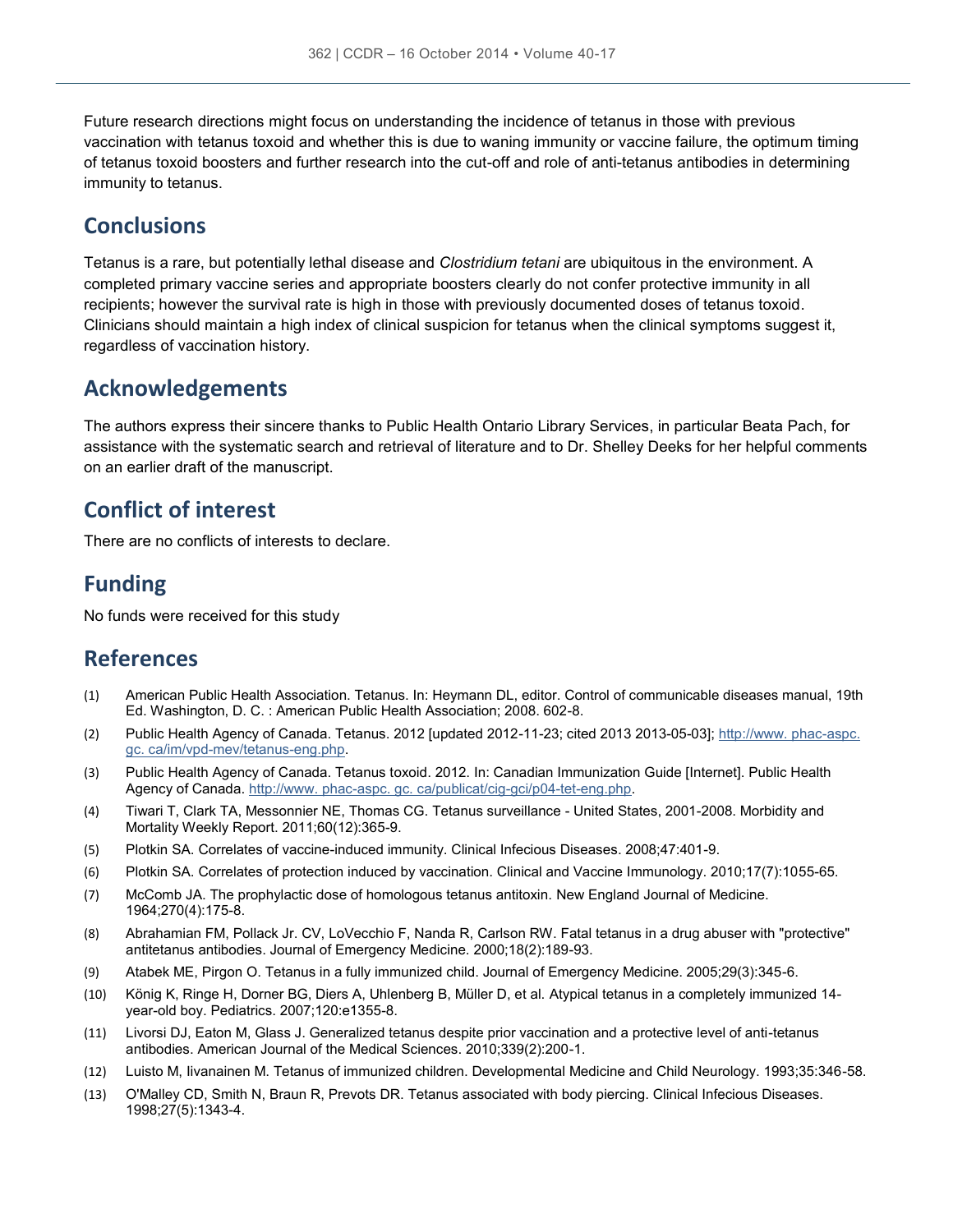Future research directions might focus on understanding the incidence of tetanus in those with previous vaccination with tetanus toxoid and whether this is due to waning immunity or vaccine failure, the optimum timing of tetanus toxoid boosters and further research into the cut-off and role of anti-tetanus antibodies in determining immunity to tetanus.

## Conclusions

Tetanus is a rare, but potentially lethal disease and *Clostridium tetani* are ubiquitous in the environment. A completed primary vaccine series and appropriate boosters clearly do not confer protective immunity in all recipients; however the survival rate is high in those with previously documented doses of tetanus toxoid. Clinicians should maintain a high index of clinical suspicion for tetanus when the clinical symptoms suggest it, regardless of vaccination history.

## Acknowledgements

The authors express their sincere thanks to Public Health Ontario Library Services, in particular Beata Pach, for assistance with the systematic search and retrieval of literature and to Dr. Shelley Deeks for her helpful comments on an earlier draft of the manuscript.

## Conflict of interest

There are no conflicts of interests to declare.

## Funding

No funds were received for this study

## References

(1) American Public Health Association. Tetanus. In: Heymann DL, editor. Control of communicable diseases manual, 19th Ed. Washington, D. C. : American Public Health Association; 2008. 602-8.

(2) Public Health Agency of Canada. Tetanus. 2012 [updated 2012-11-23; cited 2013 2013-05-03]; http://www. phac-aspc. gc. ca/im/vpd-mev/tetanus-eng.php.

(3) Public Health Agency of Canada. Tetanus toxoid. 2012. In: Canadian Immunization Guide [Internet]. Public Health Agency of Canada. http://www. phac-aspc. gc. ca/publicat/cig-gci/p04-tet-eng.php.

(4) Tiwari T, Clark TA, Messonnier NE, Thomas CG. Tetanus surveillance - United States, 2001-2008. Morbidity and Mortality Weekly Report. 2011;60(12):365-9.

(5) Plotkin SA. Correlates of vaccine-induced immunity. Clinical Infecious Diseases. 2008;47:401-9.

(6) Plotkin SA. Correlates of protection induced by vaccination. Clinical and Vaccine Immunology. 2010;17(7):1055-65.

(7) McComb JA. The prophylactic dose of homologous tetanus antitoxin. New England Journal of Medicine. 1964;270(4):175-8.

(8) Abrahamian FM, Pollack Jr. CV, LoVecchio F, Nanda R, Carlson RW. Fatal tetanus in a drug abuser with "protective" antitetanus antibodies. Journal of Emergency Medicine. 2000;18(2):189-93.

(9) Atabek ME, Pirgon O. Tetanus in a fully immunized child. Journal of Emergency Medicine. 2005;29(3):345-6.

(10) König K, Ringe H, Dorner BG, Diers A, Uhlenberg B, Müller D, et al. Atypical tetanus in a completely immunized 14-year-old boy. Pediatrics. 2007;120:e1355-8.

(11) Livorsi DJ, Eaton M, Glass J. Generalized tetanus despite prior vaccination and a protective level of anti-tetanus antibodies. American Journal of the Medical Sciences. 2010;339(2):200-1.

(12) Luisto M, Iivanainen M. Tetanus of immunized children. Developmental Medicine and Child Neurology. 1993;35:346-58.

(13) O'Malley CD, Smith N, Braun R, Prevots DR. Tetanus associated with body piercing. Clinical Infecious Diseases. 1998;27(5):1343-4.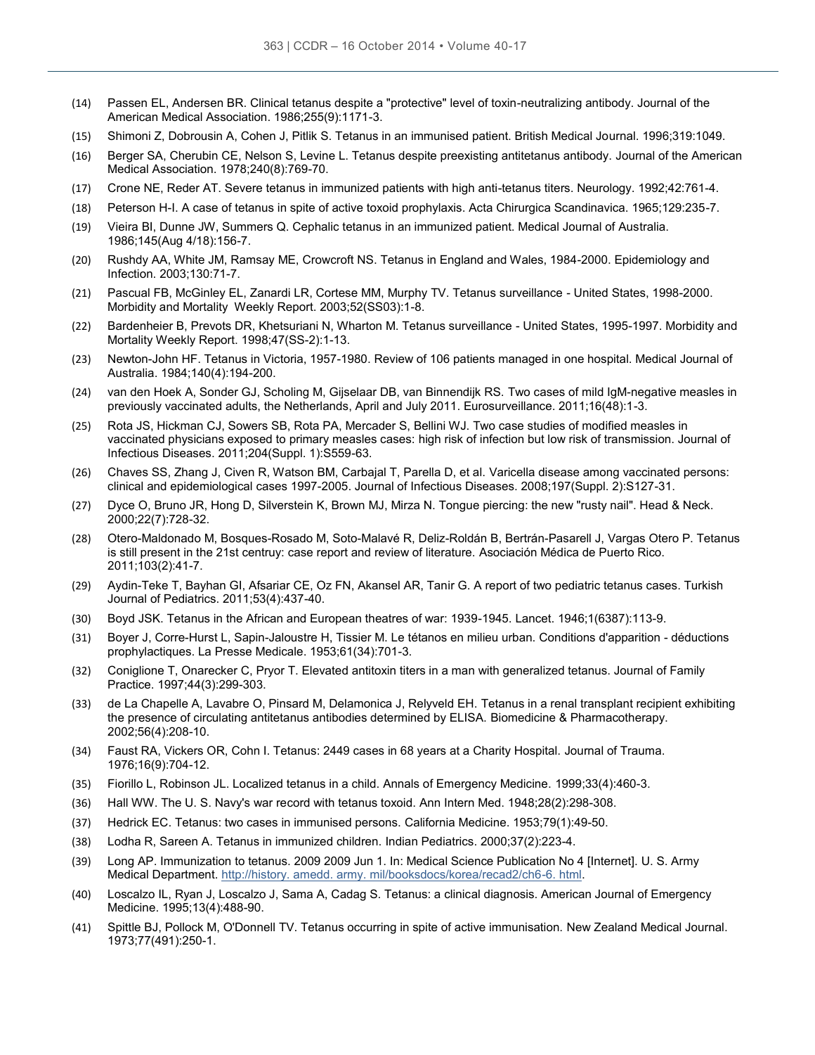(14) Passen EL, Andersen BR. Clinical tetanus despite a "protective" level of toxin-neutralizing antibody. Journal of the American Medical Association. 1986;255(9):1171-3.

(15) Shimoni Z, Dobrousin A, Cohen J, Pitlik S. Tetanus in an immunised patient. British Medical Journal. 1996;319:1049.

(16) Berger SA, Cherubin CE, Nelson S, Levine L. Tetanus despite preexisting antitetanus antibody. Journal of the American Medical Association. 1978;240(8):769-70.

(17) Crone NE, Reder AT. Severe tetanus in immunized patients with high anti-tetanus titers. Neurology. 1992;42:761-4.

(18) Peterson H-I. A case of tetanus in spite of active toxoid prophylaxis. Acta Chirurgica Scandinavica. 1965;129:235-7.

(19) Vieira BI, Dunne JW, Summers Q. Cephalic tetanus in an immunized patient. Medical Journal of Australia. 1986;145(Aug 4/18):156-7.

(20) Rushdy AA, White JM, Ramsay ME, Crowcroft NS. Tetanus in England and Wales, 1984-2000. Epidemiology and Infection. 2003;130:71-7.

(21) Pascual FB, McGinley EL, Zanardi LR, Cortese MM, Murphy TV. Tetanus surveillance - United States, 1998-2000. Morbidity and Mortality Weekly Report. 2003;52(SS03):1-8.

(22) Bardenheier B, Prevots DR, Khetsuriani N, Wharton M. Tetanus surveillance - United States, 1995-1997. Morbidity and Mortality Weekly Report. 1998;47(SS-2):1-13.

(23) Newton-John HF. Tetanus in Victoria, 1957-1980. Review of 106 patients managed in one hospital. Medical Journal of Australia. 1984;140(4):194-200.

(24) van den Hoek A, Sonder GJ, Scholing M, Gijselaar DB, van Binnendijk RS. Two cases of mild IgM-negative measles in previously vaccinated adults, the Netherlands, April and July 2011. Eurosurveillance. 2011;16(48):1-3.

(25) Rota JS, Hickman CJ, Sowers SB, Rota PA, Mercader S, Bellini WJ. Two case studies of modified measles in vaccinated physicians exposed to primary measles cases: high risk of infection but low risk of transmission. Journal of Infectious Diseases. 2011;204(Suppl. 1):S559-63.

(26) Chaves SS, Zhang J, Civen R, Watson BM, Carbajal T, Parella D, et al. Varicella disease among vaccinated persons: clinical and epidemiological cases 1997-2005. Journal of Infectious Diseases. 2008;197(Suppl. 2):S127-31.

(27) Dyce O, Bruno JR, Hong D, Silverstein K, Brown MJ, Mirza N. Tongue piercing: the new "rusty nail". Head & Neck. 2000;22(7):728-32.

(28) Otero-Maldonado M, Bosques-Rosado M, Soto-Malavé R, Deliz-Roldán B, Bertrán-Pasarell J, Vargas Otero P. Tetanus is still present in the 21st centruy: case report and review of literature. Asociación Médica de Puerto Rico. 2011;103(2):41-7.

(29) Aydin-Teke T, Bayhan GI, Afsariar CE, Oz FN, Akansel AR, Tanir G. A report of two pediatric tetanus cases. Turkish Journal of Pediatrics. 2011;53(4):437-40.

(30) Boyd JSK. Tetanus in the African and European theatres of war: 1939-1945. Lancet. 1946;1(6387):113-9.

(31) Boyer J, Corre-Hurst L, Sapin-Jaloustre H, Tissier M. Le tétanos en milieu urban. Conditions d'apparition - déductions prophylactiques. La Presse Medicale. 1953;61(34):701-3.

(32) Coniglione T, Onarecker C, Pryor T. Elevated antitoxin titers in a man with generalized tetanus. Journal of Family Practice. 1997;44(3):299-303.

(33) de La Chapelle A, Lavabre O, Pinsard M, Delamonica J, Relyveld EH. Tetanus in a renal transplant recipient exhibiting the presence of circulating antitetanus antibodies determined by ELISA. Biomedicine & Pharmacotherapy. 2002;56(4):208-10.

(34) Faust RA, Vickers OR, Cohn I. Tetanus: 2449 cases in 68 years at a Charity Hospital. Journal of Trauma. 1976;16(9):704-12.

(35) Fiorillo L, Robinson JL. Localized tetanus in a child. Annals of Emergency Medicine. 1999;33(4):460-3.

(36) Hall WW. The U. S. Navy's war record with tetanus toxoid. Ann Intern Med. 1948;28(2):298-308.

(37) Hedrick EC. Tetanus: two cases in immunised persons. California Medicine. 1953;79(1):49-50.

(38) Lodha R, Sareen A. Tetanus in immunized children. Indian Pediatrics. 2000;37(2):223-4.

(39) Long AP. Immunization to tetanus. 2009 2009 Jun 1. In: Medical Science Publication No 4 [Internet]. U. S. Army Medical Department. http://history. amedd. army. mil/booksdocs/korea/recad2/ch6-6. html.

(40) Loscalzo IL, Ryan J, Loscalzo J, Sama A, Cadag S. Tetanus: a clinical diagnosis. American Journal of Emergency Medicine. 1995;13(4):488-90.

(41) Spittle BJ, Pollock M, O'Donnell TV. Tetanus occurring in spite of active immunisation. New Zealand Medical Journal. 1973;77(491):250-1.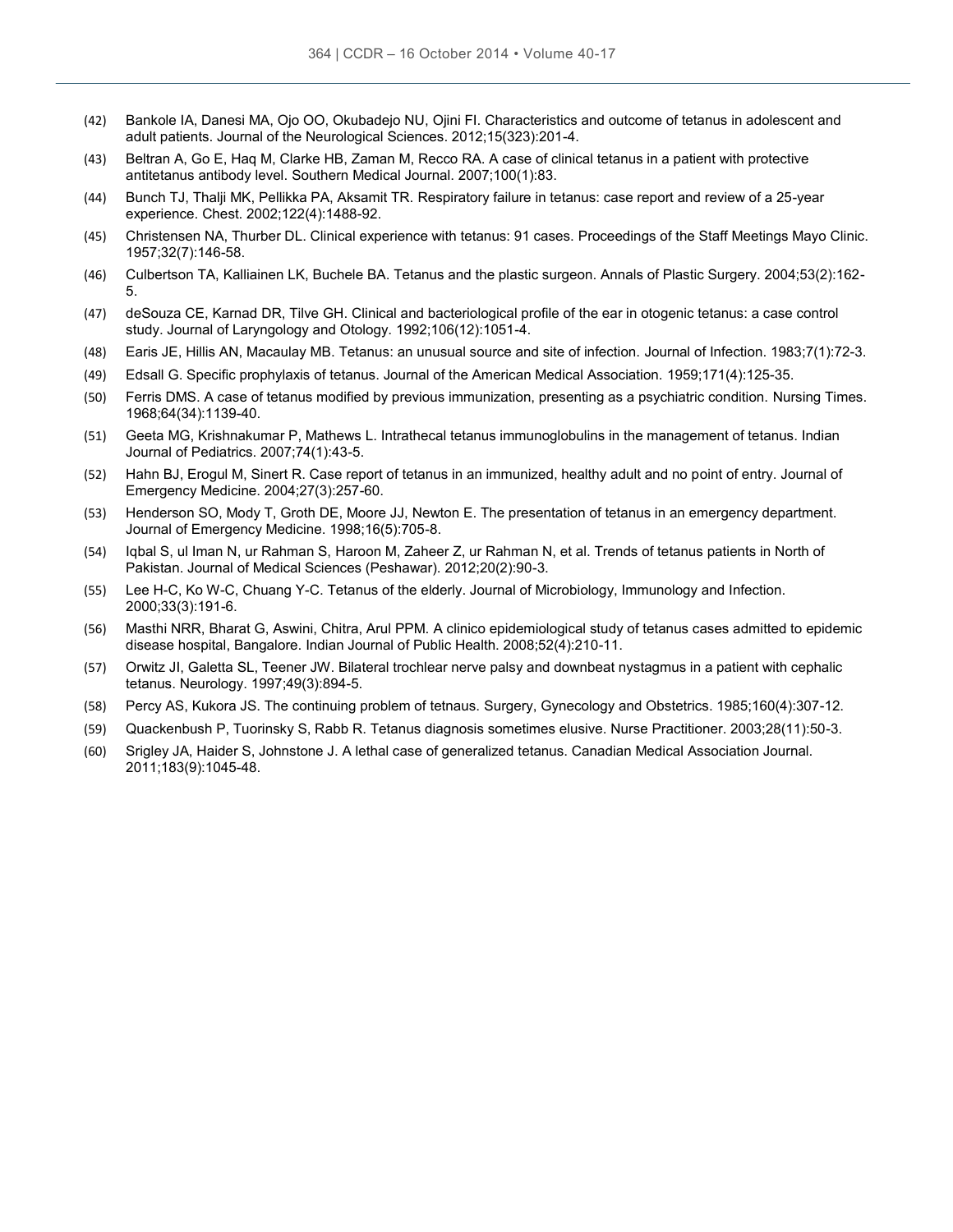(42) Bankole IA, Danesi MA, Ojo OO, Okubadejo NU, Ojini FI. Characteristics and outcome of tetanus in adolescent and adult patients. Journal of the Neurological Sciences. 2012;15(323):201-4.

(43) Beltran A, Go E, Haq M, Clarke HB, Zaman M, Recco RA. A case of clinical tetanus in a patient with protective antitetanus antibody level. Southern Medical Journal. 2007;100(1):83.

(44) Bunch TJ, Thalji MK, Pellikka PA, Aksamit TR. Respiratory failure in tetanus: case report and review of a 25-year experience. Chest. 2002;122(4):1488-92.

(45) Christensen NA, Thurber DL. Clinical experience with tetanus: 91 cases. Proceedings of the Staff Meetings Mayo Clinic. 1957;32(7):146-58.

(46) Culbertson TA, Kalliainen LK, Buchele BA. Tetanus and the plastic surgeon. Annals of Plastic Surgery. 2004;53(2):162-5.

(47) deSouza CE, Karnad DR, Tilve GH. Clinical and bacteriological profile of the ear in otogenic tetanus: a case control study. Journal of Laryngology and Otology. 1992;106(12):1051-4.

(48) Earis JE, Hillis AN, Macaulay MB. Tetanus: an unusual source and site of infection. Journal of Infection. 1983;7(1):72-3.

(49) Edsall G. Specific prophylaxis of tetanus. Journal of the American Medical Association. 1959;171(4):125-35.

(50) Ferris DMS. A case of tetanus modified by previous immunization, presenting as a psychiatric condition. Nursing Times. 1968;64(34):1139-40.

(51) Geeta MG, Krishnakumar P, Mathews L. Intrathecal tetanus immunoglobulins in the management of tetanus. Indian Journal of Pediatrics. 2007;74(1):43-5.

(52) Hahn BJ, Erogul M, Sinert R. Case report of tetanus in an immunized, healthy adult and no point of entry. Journal of Emergency Medicine. 2004;27(3):257-60.

(53) Henderson SO, Mody T, Groth DE, Moore JJ, Newton E. The presentation of tetanus in an emergency department. Journal of Emergency Medicine. 1998;16(5):705-8.

(54) Iqbal S, ul Iman N, ur Rahman S, Haroon M, Zaheer Z, ur Rahman N, et al. Trends of tetanus patients in North of Pakistan. Journal of Medical Sciences (Peshawar). 2012;20(2):90-3.

(55) Lee H-C, Ko W-C, Chuang Y-C. Tetanus of the elderly. Journal of Microbiology, Immunology and Infection. 2000;33(3):191-6.

(56) Masthi NRR, Bharat G, Aswini, Chitra, Arul PPM. A clinico epidemiological study of tetanus cases admitted to epidemic disease hospital, Bangalore. Indian Journal of Public Health. 2008;52(4):210-11.

(57) Orwitz JI, Galetta SL, Teener JW. Bilateral trochlear nerve palsy and downbeat nystagmus in a patient with cephalic tetanus. Neurology. 1997;49(3):894-5.

(58) Percy AS, Kukora JS. The continuing problem of tetnaus. Surgery, Gynecology and Obstetrics. 1985;160(4):307-12.

(59) Quackenbush P, Tuorinsky S, Rabb R. Tetanus diagnosis sometimes elusive. Nurse Practitioner. 2003;28(11):50-3.

(60) Srigley JA, Haider S, Johnstone J. A lethal case of generalized tetanus. Canadian Medical Association Journal. 2011;183(9):1045-48.